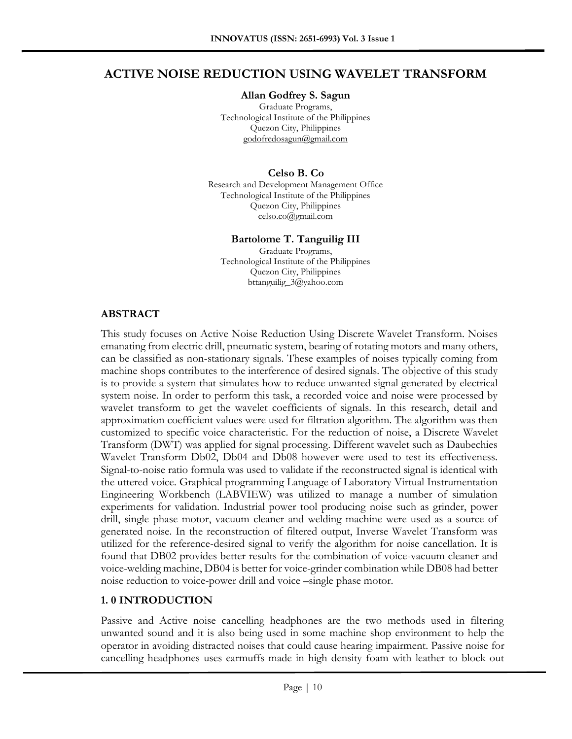# ACTIVE NOISE REDUCTION USING WAVELET TRANSFORM

**Allan Godfrey S. Sagun**
Graduate Programs,
Technological Institute of the Philippines
Quezon City, Philippines
godofredosagun@gmail.com

**Celso B. Co**
Research and Development Management Office
Technological Institute of the Philippines
Quezon City, Philippines
celso.co@gmail.com

**Bartolome T. Tanguilig III**
Graduate Programs,
Technological Institute of the Philippines
Quezon City, Philippines
bttanguilig_3@yahoo.com

## ABSTRACT

This study focuses on Active Noise Reduction Using Discrete Wavelet Transform. Noises emanating from electric drill, pneumatic system, bearing of rotating motors and many others, can be classified as non-stationary signals. These examples of noises typically coming from machine shops contributes to the interference of desired signals. The objective of this study is to provide a system that simulates how to reduce unwanted signal generated by electrical system noise. In order to perform this task, a recorded voice and noise were processed by wavelet transform to get the wavelet coefficients of signals. In this research, detail and approximation coefficient values were used for filtration algorithm. The algorithm was then customized to specific voice characteristic. For the reduction of noise, a Discrete Wavelet Transform (DWT) was applied for signal processing. Different wavelet such as Daubechies Wavelet Transform Db02, Db04 and Db08 however were used to test its effectiveness. Signal-to-noise ratio formula was used to validate if the reconstructed signal is identical with the uttered voice. Graphical programming Language of Laboratory Virtual Instrumentation Engineering Workbench (LABVIEW) was utilized to manage a number of simulation experiments for validation. Industrial power tool producing noise such as grinder, power drill, single phase motor, vacuum cleaner and welding machine were used as a source of generated noise. In the reconstruction of filtered output, Inverse Wavelet Transform was utilized for the reference-desired signal to verify the algorithm for noise cancellation. It is found that DB02 provides better results for the combination of voice-vacuum cleaner and voice-welding machine, DB04 is better for voice-grinder combination while DB08 had better noise reduction to voice-power drill and voice –single phase motor.

## 1. 0 INTRODUCTION

Passive and Active noise cancelling headphones are the two methods used in filtering unwanted sound and it is also being used in some machine shop environment to help the operator in avoiding distracted noises that could cause hearing impairment. Passive noise for cancelling headphones uses earmuffs made in high density foam with leather to block out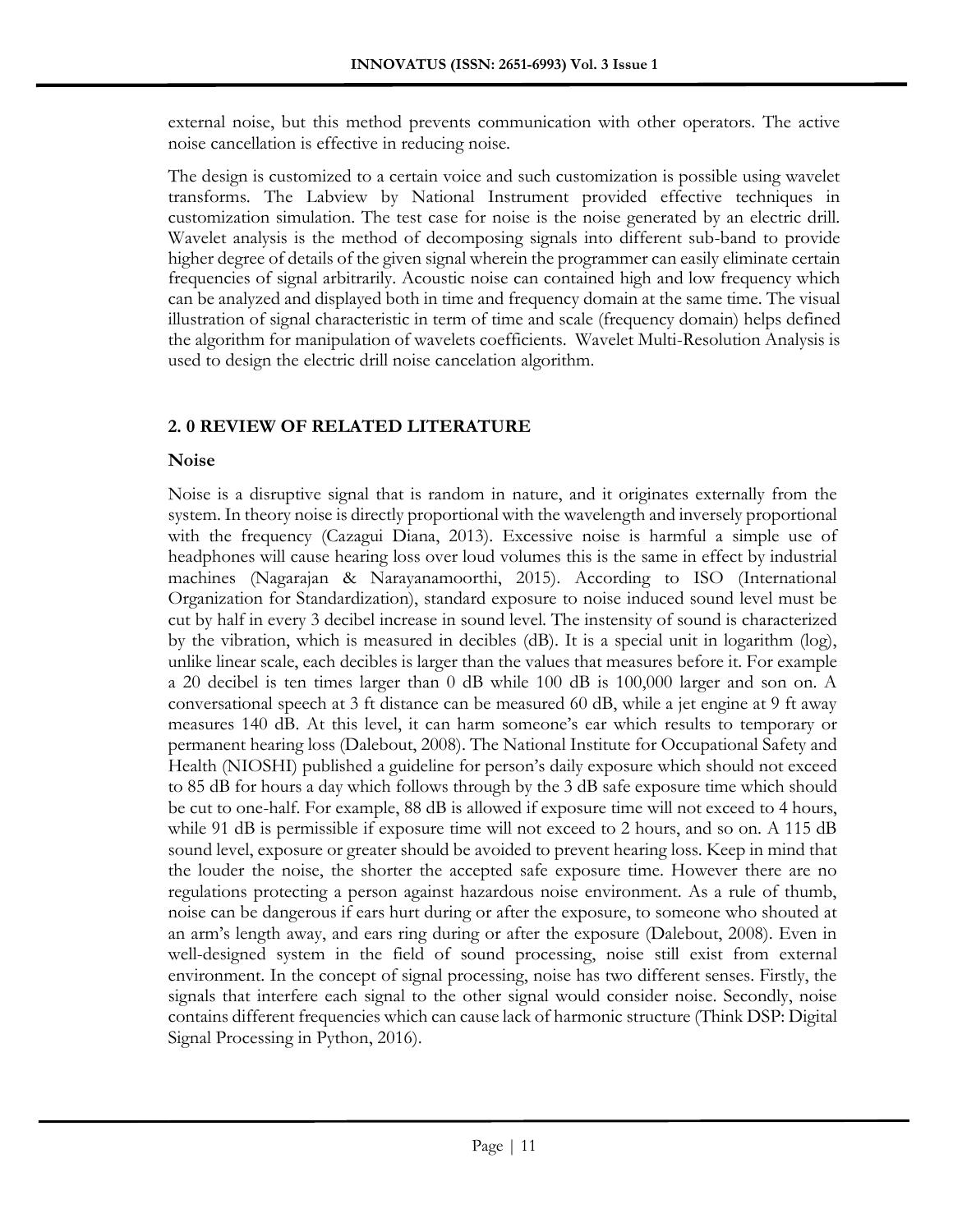external noise, but this method prevents communication with other operators. The active noise cancellation is effective in reducing noise.

The design is customized to a certain voice and such customization is possible using wavelet transforms. The Labview by National Instrument provided effective techniques in customization simulation. The test case for noise is the noise generated by an electric drill. Wavelet analysis is the method of decomposing signals into different sub-band to provide higher degree of details of the given signal wherein the programmer can easily eliminate certain frequencies of signal arbitrarily. Acoustic noise can contained high and low frequency which can be analyzed and displayed both in time and frequency domain at the same time. The visual illustration of signal characteristic in term of time and scale (frequency domain) helps defined the algorithm for manipulation of wavelets coefficients. Wavelet Multi-Resolution Analysis is used to design the electric drill noise cancelation algorithm.

## 2. 0 REVIEW OF RELATED LITERATURE

### Noise

Noise is a disruptive signal that is random in nature, and it originates externally from the system. In theory noise is directly proportional with the wavelength and inversely proportional with the frequency (Cazagui Diana, 2013). Excessive noise is harmful a simple use of headphones will cause hearing loss over loud volumes this is the same in effect by industrial machines (Nagarajan & Narayanamoorthi, 2015). According to ISO (International Organization for Standardization), standard exposure to noise induced sound level must be cut by half in every 3 decibel increase in sound level. The instensity of sound is characterized by the vibration, which is measured in decibles (dB). It is a special unit in logarithm (log), unlike linear scale, each decibles is larger than the values that measures before it. For example a 20 decibel is ten times larger than 0 dB while 100 dB is 100,000 larger and son on. A conversational speech at 3 ft distance can be measured 60 dB, while a jet engine at 9 ft away measures 140 dB. At this level, it can harm someone's ear which results to temporary or permanent hearing loss (Dalebout, 2008). The National Institute for Occupational Safety and Health (NIOSHI) published a guideline for person's daily exposure which should not exceed to 85 dB for hours a day which follows through by the 3 dB safe exposure time which should be cut to one-half. For example, 88 dB is allowed if exposure time will not exceed to 4 hours, while 91 dB is permissible if exposure time will not exceed to 2 hours, and so on. A 115 dB sound level, exposure or greater should be avoided to prevent hearing loss. Keep in mind that the louder the noise, the shorter the accepted safe exposure time. However there are no regulations protecting a person against hazardous noise environment. As a rule of thumb, noise can be dangerous if ears hurt during or after the exposure, to someone who shouted at an arm's length away, and ears ring during or after the exposure (Dalebout, 2008). Even in well-designed system in the field of sound processing, noise still exist from external environment. In the concept of signal processing, noise has two different senses. Firstly, the signals that interfere each signal to the other signal would consider noise. Secondly, noise contains different frequencies which can cause lack of harmonic structure (Think DSP: Digital Signal Processing in Python, 2016).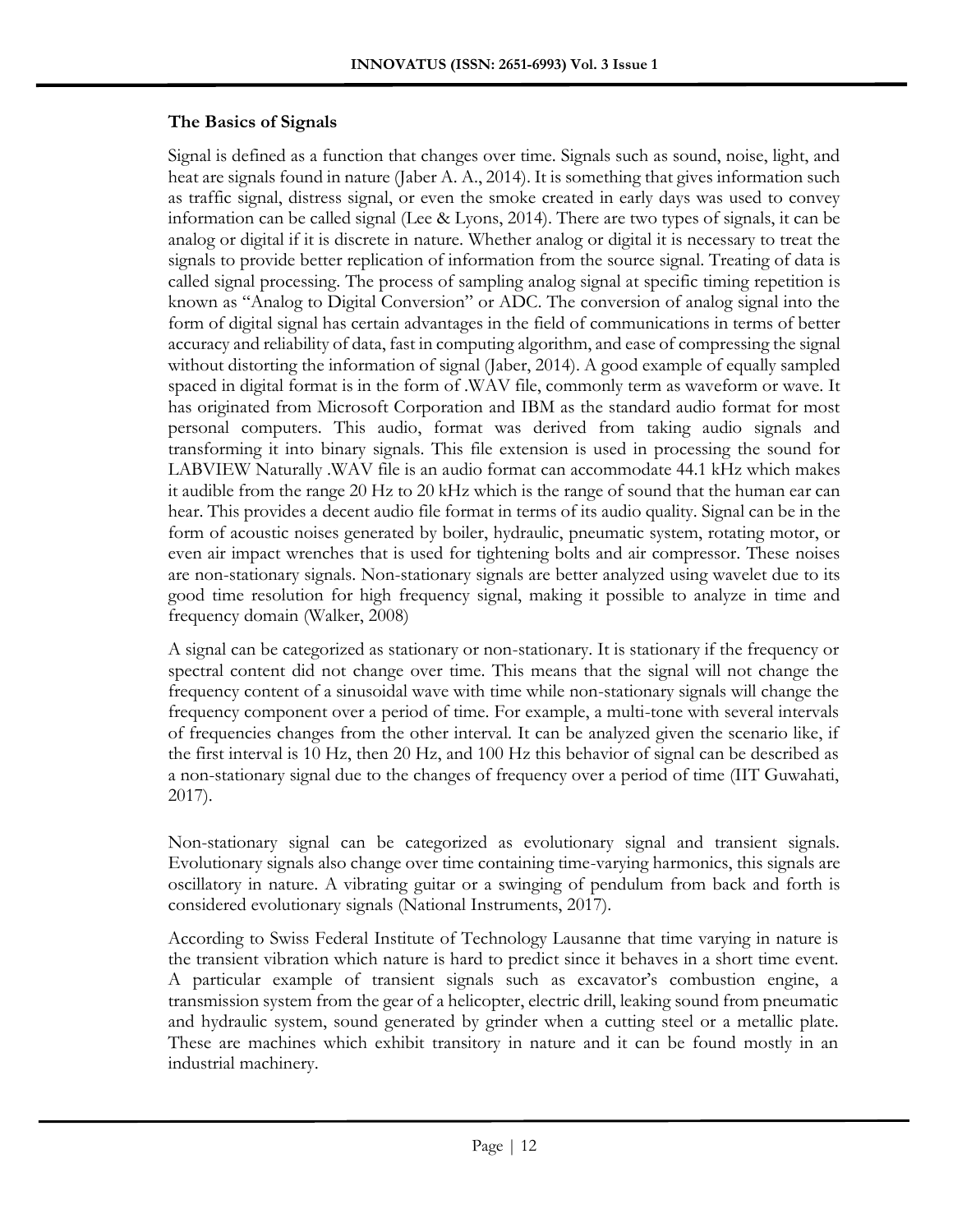## The Basics of Signals

Signal is defined as a function that changes over time. Signals such as sound, noise, light, and heat are signals found in nature (Jaber A. A., 2014). It is something that gives information such as traffic signal, distress signal, or even the smoke created in early days was used to convey information can be called signal (Lee & Lyons, 2014). There are two types of signals, it can be analog or digital if it is discrete in nature. Whether analog or digital it is necessary to treat the signals to provide better replication of information from the source signal. Treating of data is called signal processing. The process of sampling analog signal at specific timing repetition is known as "Analog to Digital Conversion" or ADC. The conversion of analog signal into the form of digital signal has certain advantages in the field of communications in terms of better accuracy and reliability of data, fast in computing algorithm, and ease of compressing the signal without distorting the information of signal (Jaber, 2014). A good example of equally sampled spaced in digital format is in the form of .WAV file, commonly term as waveform or wave. It has originated from Microsoft Corporation and IBM as the standard audio format for most personal computers. This audio, format was derived from taking audio signals and transforming it into binary signals. This file extension is used in processing the sound for LABVIEW Naturally .WAV file is an audio format can accommodate 44.1 kHz which makes it audible from the range 20 Hz to 20 kHz which is the range of sound that the human ear can hear. This provides a decent audio file format in terms of its audio quality. Signal can be in the form of acoustic noises generated by boiler, hydraulic, pneumatic system, rotating motor, or even air impact wrenches that is used for tightening bolts and air compressor. These noises are non-stationary signals. Non-stationary signals are better analyzed using wavelet due to its good time resolution for high frequency signal, making it possible to analyze in time and frequency domain (Walker, 2008)

A signal can be categorized as stationary or non-stationary. It is stationary if the frequency or spectral content did not change over time. This means that the signal will not change the frequency content of a sinusoidal wave with time while non-stationary signals will change the frequency component over a period of time. For example, a multi-tone with several intervals of frequencies changes from the other interval. It can be analyzed given the scenario like, if the first interval is 10 Hz, then 20 Hz, and 100 Hz this behavior of signal can be described as a non-stationary signal due to the changes of frequency over a period of time (IIT Guwahati, 2017).

Non-stationary signal can be categorized as evolutionary signal and transient signals. Evolutionary signals also change over time containing time-varying harmonics, this signals are oscillatory in nature. A vibrating guitar or a swinging of pendulum from back and forth is considered evolutionary signals (National Instruments, 2017).

According to Swiss Federal Institute of Technology Lausanne that time varying in nature is the transient vibration which nature is hard to predict since it behaves in a short time event. A particular example of transient signals such as excavator's combustion engine, a transmission system from the gear of a helicopter, electric drill, leaking sound from pneumatic and hydraulic system, sound generated by grinder when a cutting steel or a metallic plate. These are machines which exhibit transitory in nature and it can be found mostly in an industrial machinery.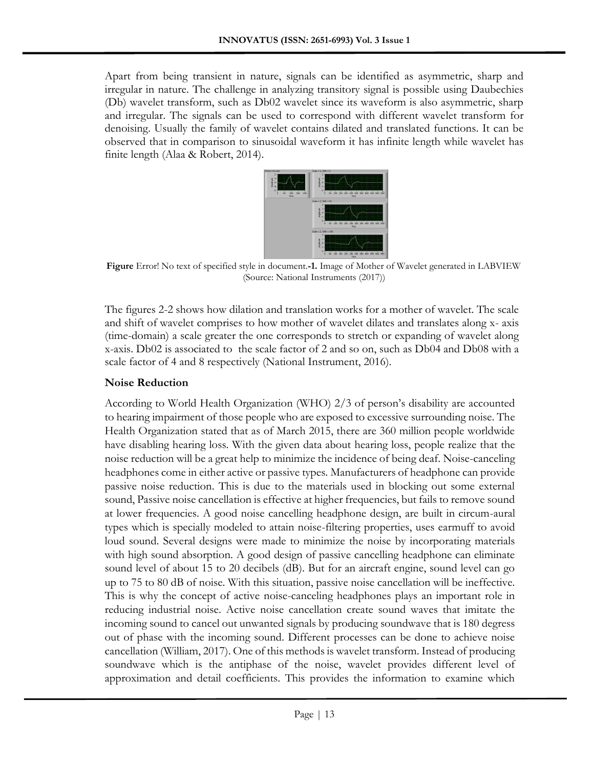Apart from being transient in nature, signals can be identified as asymmetric, sharp and irregular in nature. The challenge in analyzing transitory signal is possible using Daubechies (Db) wavelet transform, such as Db02 wavelet since its waveform is also asymmetric, sharp and irregular. The signals can be used to correspond with different wavelet transform for denoising. Usually the family of wavelet contains dilated and translated functions. It can be observed that in comparison to sinusoidal waveform it has infinite length while wavelet has finite length (Alaa & Robert, 2014).

**Figure** Error! No text of specified style in document.**-1.** Image of Mother of Wavelet generated in LABVIEW (Source: National Instruments (2017))

The figures 2-2 shows how dilation and translation works for a mother of wavelet. The scale and shift of wavelet comprises to how mother of wavelet dilates and translates along x- axis (time-domain) a scale greater the one corresponds to stretch or expanding of wavelet along x-axis. Db02 is associated to the scale factor of 2 and so on, such as Db04 and Db08 with a scale factor of 4 and 8 respectively (National Instrument, 2016).

**Noise Reduction**

According to World Health Organization (WHO) 2/3 of person's disability are accounted to hearing impairment of those people who are exposed to excessive surrounding noise. The Health Organization stated that as of March 2015, there are 360 million people worldwide have disabling hearing loss. With the given data about hearing loss, people realize that the noise reduction will be a great help to minimize the incidence of being deaf. Noise-canceling headphones come in either active or passive types. Manufacturers of headphone can provide passive noise reduction. This is due to the materials used in blocking out some external sound, Passive noise cancellation is effective at higher frequencies, but fails to remove sound at lower frequencies. A good noise cancelling headphone design, are built in circum-aural types which is specially modeled to attain noise-filtering properties, uses earmuff to avoid loud sound. Several designs were made to minimize the noise by incorporating materials with high sound absorption. A good design of passive cancelling headphone can eliminate sound level of about 15 to 20 decibels (dB). But for an aircraft engine, sound level can go up to 75 to 80 dB of noise. With this situation, passive noise cancellation will be ineffective. This is why the concept of active noise-canceling headphones plays an important role in reducing industrial noise. Active noise cancellation create sound waves that imitate the incoming sound to cancel out unwanted signals by producing soundwave that is 180 degress out of phase with the incoming sound. Different processes can be done to achieve noise cancellation (William, 2017). One of this methods is wavelet transform. Instead of producing soundwave which is the antiphase of the noise, wavelet provides different level of approximation and detail coefficients. This provides the information to examine which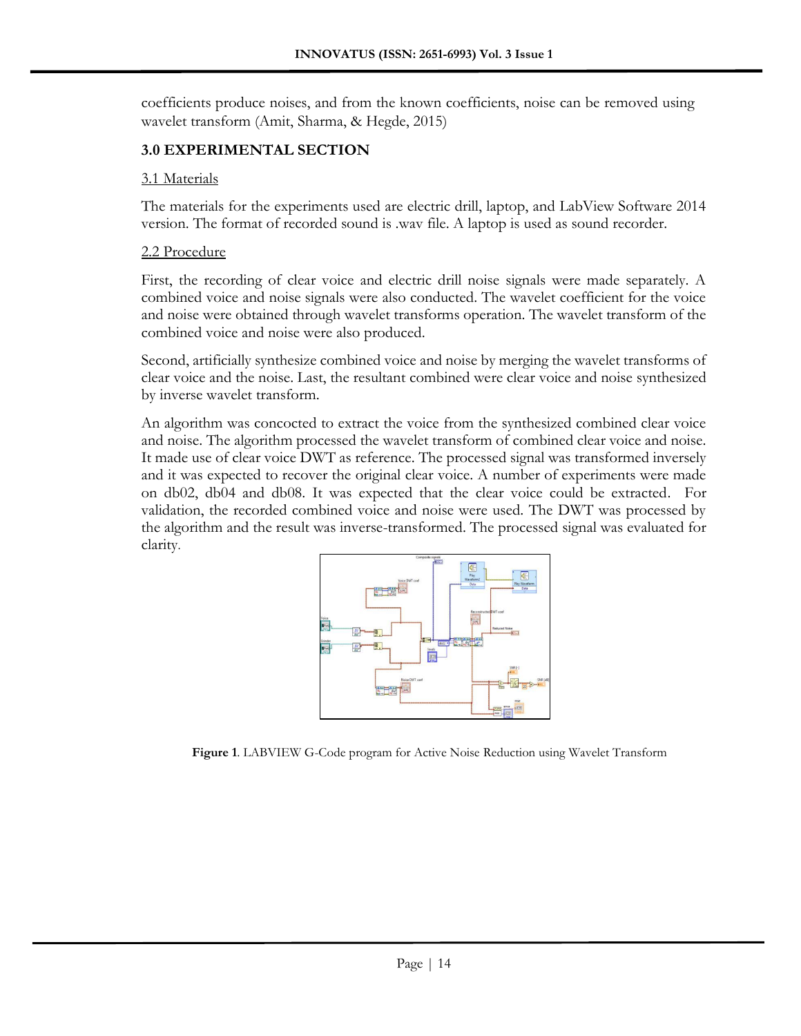coefficients produce noises, and from the known coefficients, noise can be removed using wavelet transform (Amit, Sharma, & Hegde, 2015)

## 3.0 EXPERIMENTAL SECTION

### 3.1 Materials

The materials for the experiments used are electric drill, laptop, and LabView Software 2014 version. The format of recorded sound is .wav file. A laptop is used as sound recorder.

### 2.2 Procedure

First, the recording of clear voice and electric drill noise signals were made separately. A combined voice and noise signals were also conducted. The wavelet coefficient for the voice and noise were obtained through wavelet transforms operation. The wavelet transform of the combined voice and noise were also produced.

Second, artificially synthesize combined voice and noise by merging the wavelet transforms of clear voice and the noise. Last, the resultant combined were clear voice and noise synthesized by inverse wavelet transform.

An algorithm was concocted to extract the voice from the synthesized combined clear voice and noise. The algorithm processed the wavelet transform of combined clear voice and noise. It made use of clear voice DWT as reference. The processed signal was transformed inversely and it was expected to recover the original clear voice. A number of experiments were made on db02, db04 and db08. It was expected that the clear voice could be extracted. For validation, the recorded combined voice and noise were used. The DWT was processed by the algorithm and the result was inverse-transformed. The processed signal was evaluated for clarity.

**Figure 1**. LABVIEW G-Code program for Active Noise Reduction using Wavelet Transform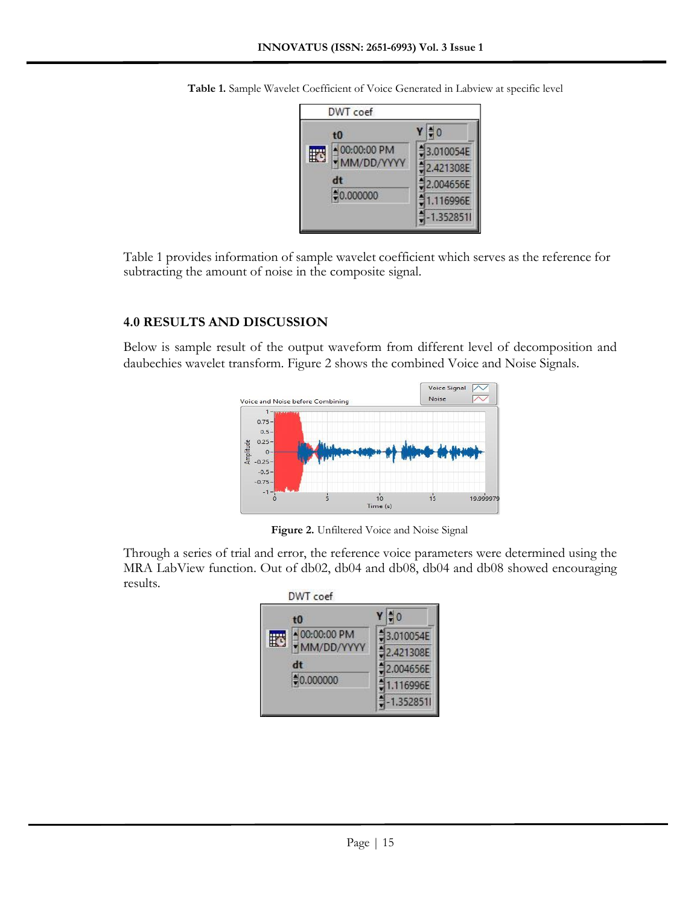**Table 1.** Sample Wavelet Coefficient of Voice Generated in Labview at specific level

| DWT coef | |
|---|---|
| t0: 00:00:00 PM MM/DD/YYYY | Y: 0 |
| dt: 0.000000 | 3.010054E |
| | 2.421308E |
| | 2.004656E |
| | 1.116996E |
| | -1.352851I |

Table 1 provides information of sample wavelet coefficient which serves as the reference for subtracting the amount of noise in the composite signal.

## 4.0 RESULTS AND DISCUSSION

Below is sample result of the output waveform from different level of decomposition and daubechies wavelet transform. Figure 2 shows the combined Voice and Noise Signals.

**Figure 2.** Unfiltered Voice and Noise Signal

Through a series of trial and error, the reference voice parameters were determined using the MRA LabView function. Out of db02, db04 and db08, db04 and db08 showed encouraging results.

| DWT coef | |
|---|---|
| t0: 00:00:00 PM MM/DD/YYYY | Y: 0 |
| dt: 0.000000 | 3.010054E |
| | 2.421308E |
| | 2.004656E |
| | 1.116996E |
| | -1.352851I |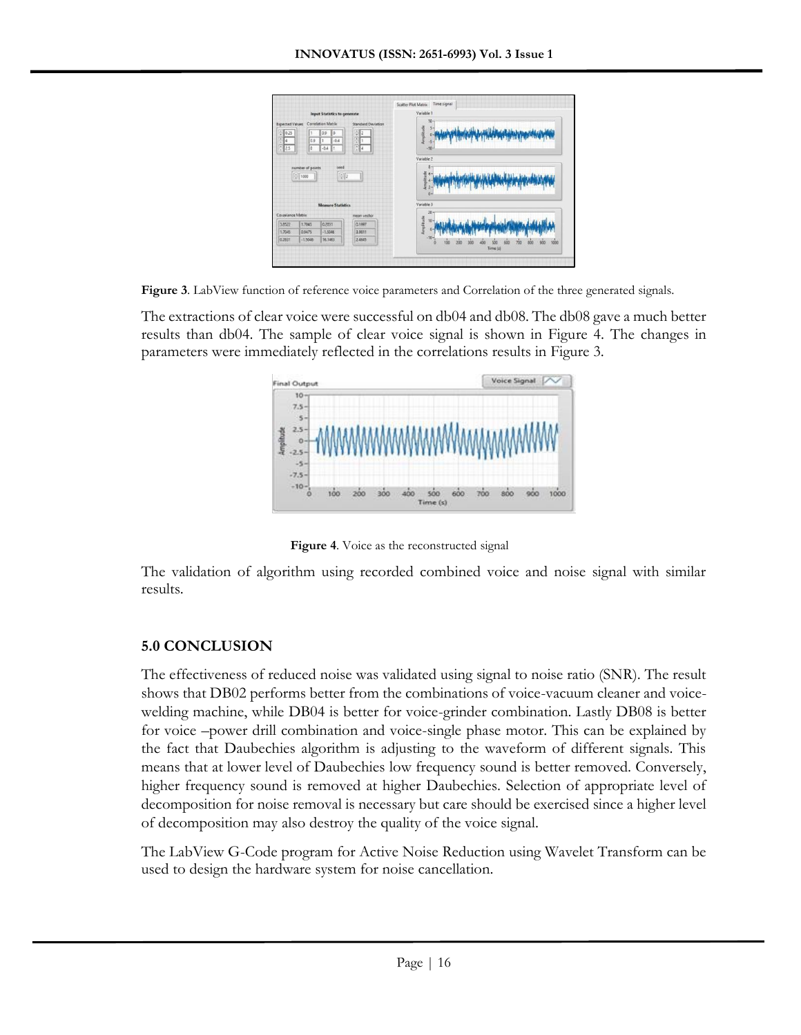Figure 3. LabView function of reference voice parameters and Correlation of the three generated signals.

The extractions of clear voice were successful on db04 and db08. The db08 gave a much better results than db04. The sample of clear voice signal is shown in Figure 4. The changes in parameters were immediately reflected in the correlations results in Figure 3.

Figure 4. Voice as the reconstructed signal

The validation of algorithm using recorded combined voice and noise signal with similar results.

## 5.0 CONCLUSION

The effectiveness of reduced noise was validated using signal to noise ratio (SNR). The result shows that DB02 performs better from the combinations of voice-vacuum cleaner and voice-welding machine, while DB04 is better for voice-grinder combination. Lastly DB08 is better for voice –power drill combination and voice-single phase motor. This can be explained by the fact that Daubechies algorithm is adjusting to the waveform of different signals. This means that at lower level of Daubechies low frequency sound is better removed. Conversely, higher frequency sound is removed at higher Daubechies. Selection of appropriate level of decomposition for noise removal is necessary but care should be exercised since a higher level of decomposition may also destroy the quality of the voice signal.

The LabView G-Code program for Active Noise Reduction using Wavelet Transform can be used to design the hardware system for noise cancellation.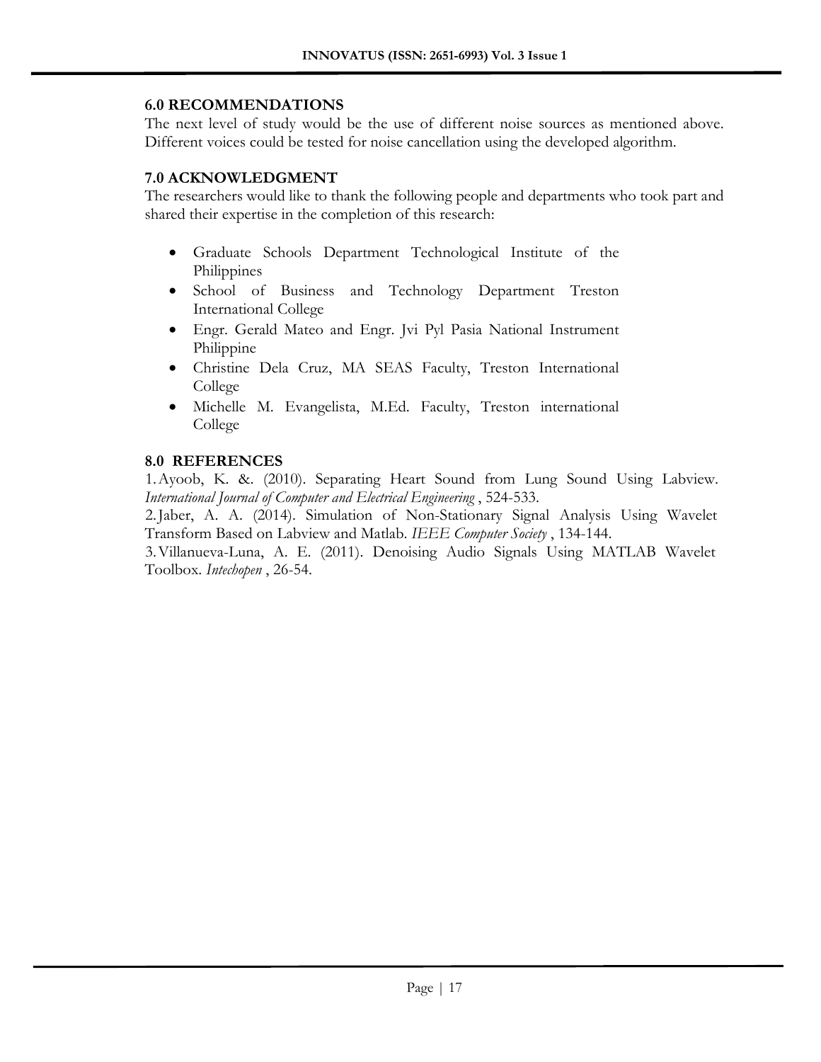## 6.0 RECOMMENDATIONS

The next level of study would be the use of different noise sources as mentioned above. Different voices could be tested for noise cancellation using the developed algorithm.

## 7.0 ACKNOWLEDGMENT

The researchers would like to thank the following people and departments who took part and shared their expertise in the completion of this research:

- Graduate Schools Department Technological Institute of the Philippines
- School of Business and Technology Department Treston International College
- Engr. Gerald Mateo and Engr. Jvi Pyl Pasia National Instrument Philippine
- Christine Dela Cruz, MA SEAS Faculty, Treston International College
- Michelle M. Evangelista, M.Ed. Faculty, Treston international College

## 8.0 REFERENCES

1. Ayoob, K. &. (2010). Separating Heart Sound from Lung Sound Using Labview. *International Journal of Computer and Electrical Engineering* , 524-533.
2. Jaber, A. A. (2014). Simulation of Non-Stationary Signal Analysis Using Wavelet Transform Based on Labview and Matlab. *IEEE Computer Society* , 134-144.
3. Villanueva-Luna, A. E. (2011). Denoising Audio Signals Using MATLAB Wavelet Toolbox. *Intechopen* , 26-54.